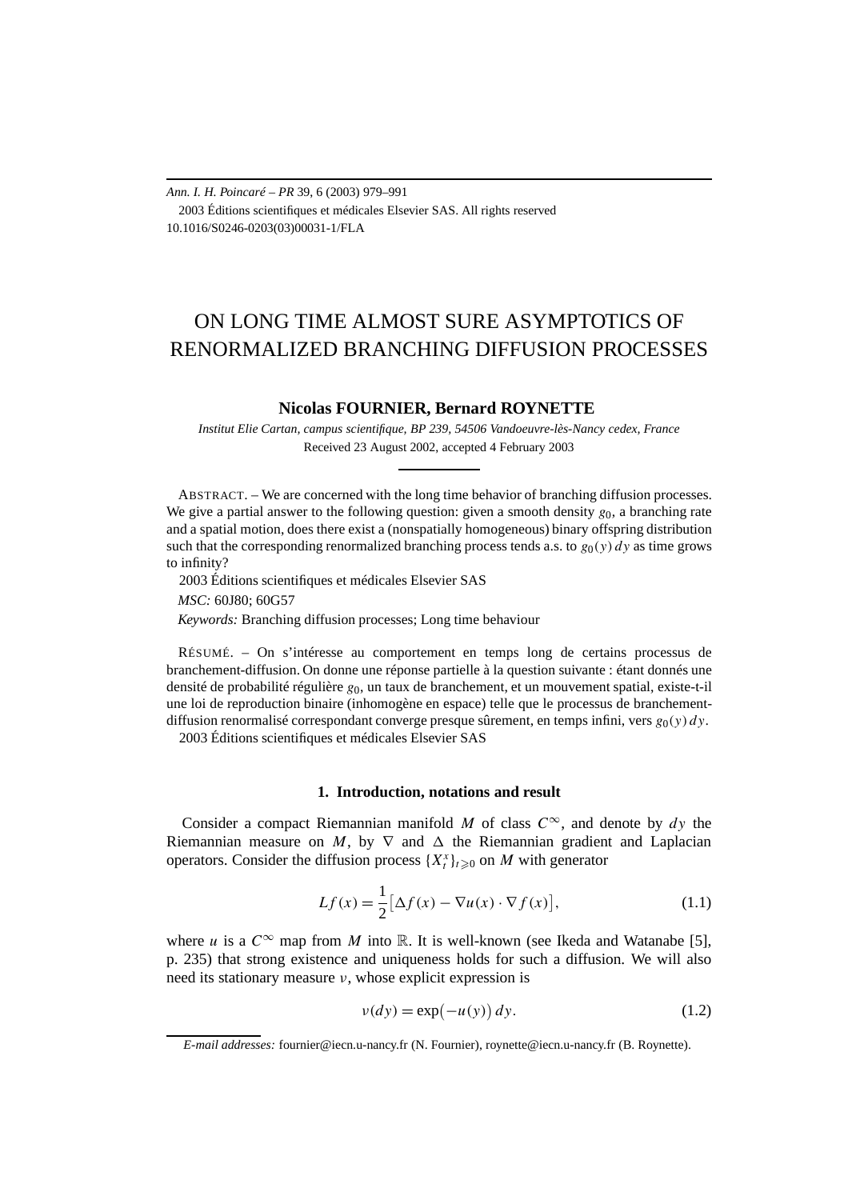# ON LONG TIME ALMOST SURE ASYMPTOTICS OF RENORMALIZED BRANCHING DIFFUSION PROCESSES

**Nicolas FOURNIER, Bernard ROYNETTE**

*Institut Elie Cartan, campus scientifique, BP 239, 54506 Vandoeuvre-lès-Nancy cedex, France*

Received 23 August 2002, accepted 4 February 2003

ABSTRACT. – We are concerned with the long time behavior of branching diffusion processes. We give a partial answer to the following question: given a smooth density $g_0$, a branching rate and a spatial motion, does there exist a (nonspatially homogeneous) binary offspring distribution such that the corresponding renormalized branching process tends a.s. to $g_0(y)\,dy$ as time grows to infinity?

2003 Éditions scientifiques et médicales Elsevier SAS

*MSC:* 60J80; 60G57

*Keywords:* Branching diffusion processes; Long time behaviour

RÉSUMÉ. – On s'intéresse au comportement en temps long de certains processus de branchement-diffusion. On donne une réponse partielle à la question suivante : étant donnés une densité de probabilité régulière $g_0$, un taux de branchement, et un mouvement spatial, existe-t-il une loi de reproduction binaire (inhomogène en espace) telle que le processus de branchement-diffusion renormalisé correspondant converge presque sûrement, en temps infini, vers $g_0(y)\,dy$.

2003 Éditions scientifiques et médicales Elsevier SAS

## 1. Introduction, notations and result

Consider a compact Riemannian manifold $M$ of class $C^\infty$, and denote by $dy$ the Riemannian measure on $M$, by $\nabla$ and $\Delta$ the Riemannian gradient and Laplacian operators. Consider the diffusion process $\{X_t^x\}_{t\geqslant 0}$ on $M$ with generator

$$Lf(x) = \frac{1}{2}\big[\Delta f(x) - \nabla u(x)\cdot \nabla f(x)\big], \tag{1.1}$$

where $u$ is a $C^\infty$ map from $M$ into $\mathbb{R}$. It is well-known (see Ikeda and Watanabe [5], p. 235) that strong existence and uniqueness holds for such a diffusion. We will also need its stationary measure $\nu$, whose explicit expression is

$$\nu(dy) = \exp\big(-u(y)\big)\,dy. \tag{1.2}$$

*E-mail addresses:* fournier@iecn.u-nancy.fr (N. Fournier), roynette@iecn.u-nancy.fr (B. Roynette).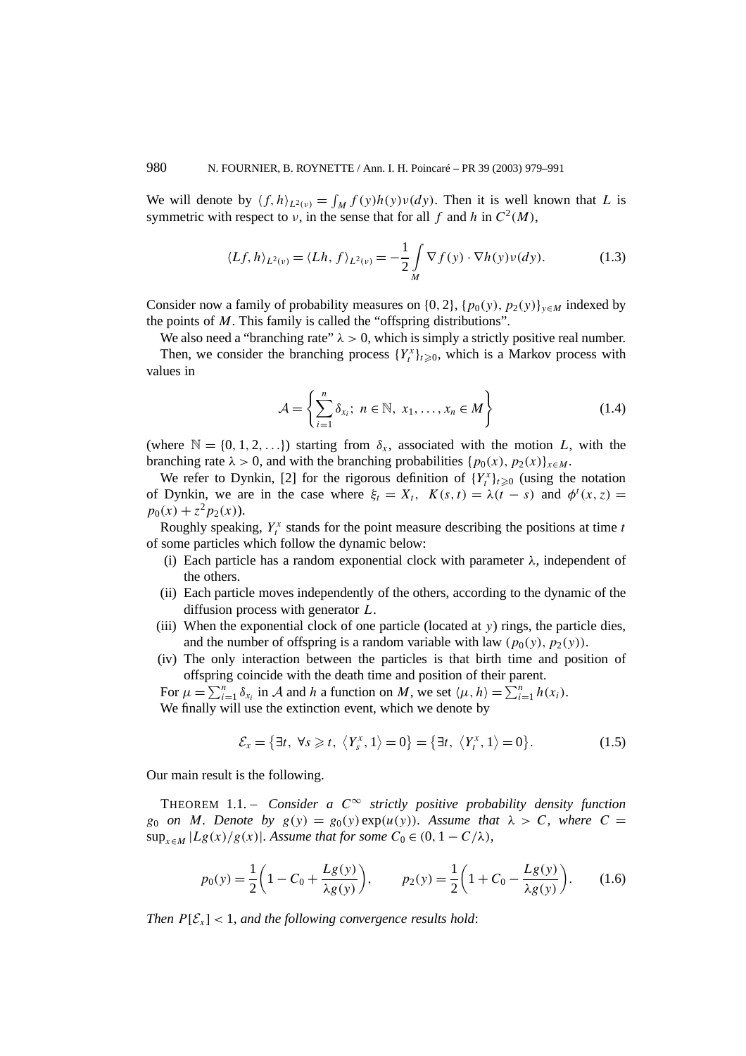We will denote by $\langle f, h\rangle_{L^2(\nu)} = \int_M f(y)h(y)\nu(dy)$. Then it is well known that $L$ is symmetric with respect to $\nu$, in the sense that for all $f$ and $h$ in $C^2(M)$,

$$\langle Lf, h\rangle_{L^2(\nu)} = \langle Lh, f\rangle_{L^2(\nu)} = -\frac{1}{2}\int_M \nabla f(y)\cdot \nabla h(y)\nu(dy). \tag{1.3}$$

Consider now a family of probability measures on $\{0, 2\}$, $\{p_0(y), p_2(y)\}_{y\in M}$ indexed by the points of $M$. This family is called the "offspring distributions".

We also need a "branching rate" $\lambda > 0$, which is simply a strictly positive real number.

Then, we consider the branching process $\{Y_t^x\}_{t\geqslant 0}$, which is a Markov process with values in

$$\mathcal{A} = \left\{\sum_{i=1}^n \delta_{x_i};\ n\in\mathbb{N},\ x_1,\ldots,x_n\in M\right\} \tag{1.4}$$

(where $\mathbb{N} = \{0, 1, 2, \ldots\}$) starting from $\delta_x$, associated with the motion $L$, with the branching rate $\lambda > 0$, and with the branching probabilities $\{p_0(x), p_2(x)\}_{x\in M}$.

We refer to Dynkin, [2] for the rigorous definition of $\{Y_t^x\}_{t\geqslant 0}$ (using the notation of Dynkin, we are in the case where $\xi_t = X_t$, $K(s,t) = \lambda(t-s)$ and $\phi^t(x,z) = p_0(x) + z^2 p_2(x)$).

Roughly speaking, $Y_t^x$ stands for the point measure describing the positions at time $t$ of some particles which follow the dynamic below:

- (i) Each particle has a random exponential clock with parameter $\lambda$, independent of the others.
- (ii) Each particle moves independently of the others, according to the dynamic of the diffusion process with generator $L$.
- (iii) When the exponential clock of one particle (located at $y$) rings, the particle dies, and the number of offspring is a random variable with law $(p_0(y), p_2(y))$.
- (iv) The only interaction between the particles is that birth time and position of offspring coincide with the death time and position of their parent.

For $\mu = \sum_{i=1}^n \delta_{x_i}$ in $\mathcal{A}$ and $h$ a function on $M$, we set $\langle \mu, h\rangle = \sum_{i=1}^n h(x_i)$.

We finally will use the extinction event, which we denote by

$$\mathcal{E}_x = \{\exists t,\ \forall s\geqslant t,\ \langle Y_s^x, 1\rangle = 0\} = \{\exists t,\ \langle Y_t^x, 1\rangle = 0\}. \tag{1.5}$$

Our main result is the following.

THEOREM 1.1. – *Consider a $C^\infty$ strictly positive probability density function $g_0$ on $M$. Denote by $g(y) = g_0(y)\exp(u(y))$. Assume that $\lambda > C$, where $C = \sup_{x\in M}|Lg(x)/g(x)|$. Assume that for some $C_0 \in (0, 1 - C/\lambda)$,*

$$p_0(y) = \frac{1}{2}\left(1 - C_0 + \frac{Lg(y)}{\lambda g(y)}\right), \qquad p_2(y) = \frac{1}{2}\left(1 + C_0 - \frac{Lg(y)}{\lambda g(y)}\right). \tag{1.6}$$

*Then $P[\mathcal{E}_x] < 1$, and the following convergence results hold*: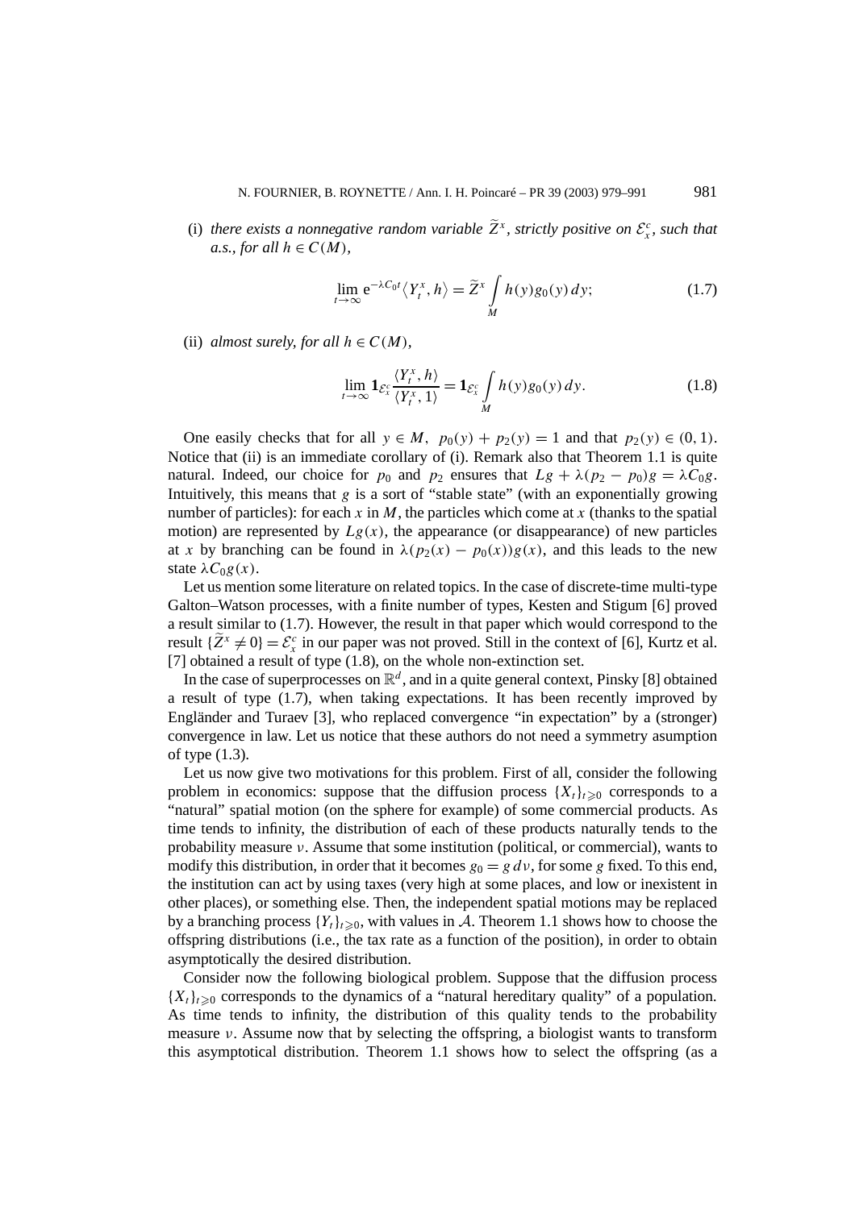(i) *there exists a nonnegative random variable* $\widetilde{Z}^x$*, strictly positive on* $\mathcal{E}_x^c$*, such that a.s., for all* $h \in C(M)$*,*

$$\lim_{t\to\infty} \mathrm{e}^{-\lambda C_0 t} \langle Y_t^x, h\rangle = \widetilde{Z}^x \int_M h(y) g_0(y)\, dy; \tag{1.7}$$

(ii) *almost surely, for all* $h \in C(M)$*,*

$$\lim_{t\to\infty} \mathbf{1}_{\mathcal{E}_x^c} \frac{\langle Y_t^x, h\rangle}{\langle Y_t^x, 1\rangle} = \mathbf{1}_{\mathcal{E}_x^c} \int_M h(y) g_0(y)\, dy. \tag{1.8}$$

One easily checks that for all $y \in M$, $p_0(y) + p_2(y) = 1$ and that $p_2(y) \in (0,1)$. Notice that (ii) is an immediate corollary of (i). Remark also that Theorem 1.1 is quite natural. Indeed, our choice for $p_0$ and $p_2$ ensures that $Lg + \lambda(p_2 - p_0)g = \lambda C_0 g$. Intuitively, this means that $g$ is a sort of "stable state" (with an exponentially growing number of particles): for each $x$ in $M$, the particles which come at $x$ (thanks to the spatial motion) are represented by $Lg(x)$, the appearance (or disappearance) of new particles at $x$ by branching can be found in $\lambda(p_2(x) - p_0(x))g(x)$, and this leads to the new state $\lambda C_0 g(x)$.

Let us mention some literature on related topics. In the case of discrete-time multi-type Galton–Watson processes, with a finite number of types, Kesten and Stigum [6] proved a result similar to (1.7). However, the result in that paper which would correspond to the result $\{\widetilde{Z}^x \neq 0\} = \mathcal{E}_x^c$ in our paper was not proved. Still in the context of [6], Kurtz et al. [7] obtained a result of type (1.8), on the whole non-extinction set.

In the case of superprocesses on $\mathbb{R}^d$, and in a quite general context, Pinsky [8] obtained a result of type (1.7), when taking expectations. It has been recently improved by Engländer and Turaev [3], who replaced convergence "in expectation" by a (stronger) convergence in law. Let us notice that these authors do not need a symmetry asumption of type (1.3).

Let us now give two motivations for this problem. First of all, consider the following problem in economics: suppose that the diffusion process $\{X_t\}_{t\geqslant 0}$ corresponds to a "natural" spatial motion (on the sphere for example) of some commercial products. As time tends to infinity, the distribution of each of these products naturally tends to the probability measure $\nu$. Assume that some institution (political, or commercial), wants to modify this distribution, in order that it becomes $g_0 = g\, d\nu$, for some $g$ fixed. To this end, the institution can act by using taxes (very high at some places, and low or inexistent in other places), or something else. Then, the independent spatial motions may be replaced by a branching process $\{Y_t\}_{t\geqslant 0}$, with values in $\mathcal{A}$. Theorem 1.1 shows how to choose the offspring distributions (i.e., the tax rate as a function of the position), in order to obtain asymptotically the desired distribution.

Consider now the following biological problem. Suppose that the diffusion process $\{X_t\}_{t\geqslant 0}$ corresponds to the dynamics of a "natural hereditary quality" of a population. As time tends to infinity, the distribution of this quality tends to the probability measure $\nu$. Assume now that by selecting the offspring, a biologist wants to transform this asymptotical distribution. Theorem 1.1 shows how to select the offspring (as a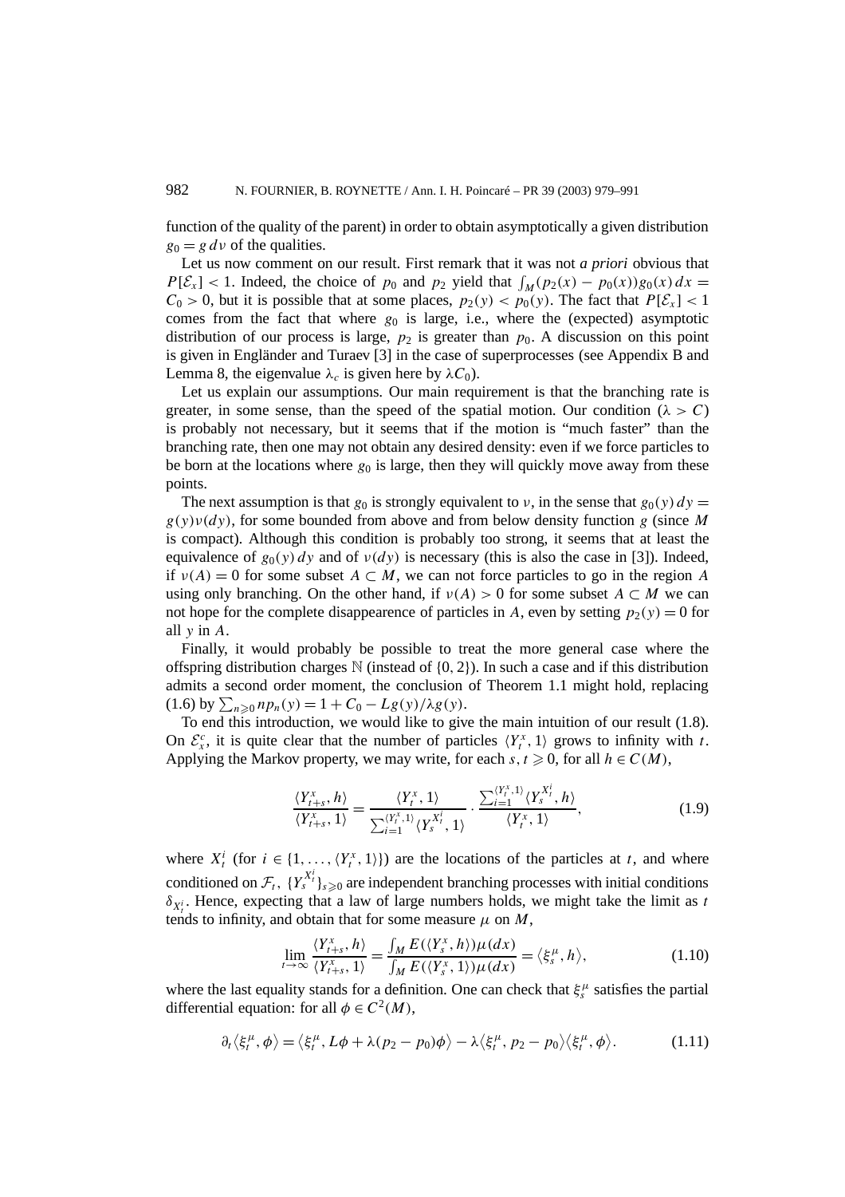function of the quality of the parent) in order to obtain asymptotically a given distribution $g_0 = g\,d\nu$ of the qualities.

Let us now comment on our result. First remark that it was not *a priori* obvious that $P[\mathcal{E}_x] < 1$. Indeed, the choice of $p_0$ and $p_2$ yield that $\int_M (p_2(x) - p_0(x)) g_0(x)\,dx = C_0 > 0$, but it is possible that at some places, $p_2(y) < p_0(y)$. The fact that $P[\mathcal{E}_x] < 1$ comes from the fact that where $g_0$ is large, i.e., where the (expected) asymptotic distribution of our process is large, $p_2$ is greater than $p_0$. A discussion on this point is given in Engländer and Turaev [3] in the case of superprocesses (see Appendix B and Lemma 8, the eigenvalue $\lambda_c$ is given here by $\lambda C_0$).

Let us explain our assumptions. Our main requirement is that the branching rate is greater, in some sense, than the speed of the spatial motion. Our condition ($\lambda > C$) is probably not necessary, but it seems that if the motion is "much faster" than the branching rate, then one may not obtain any desired density: even if we force particles to be born at the locations where $g_0$ is large, then they will quickly move away from these points.

The next assumption is that $g_0$ is strongly equivalent to $\nu$, in the sense that $g_0(y)\,dy = g(y)\nu(dy)$, for some bounded from above and from below density function $g$ (since $M$ is compact). Although this condition is probably too strong, it seems that at least the equivalence of $g_0(y)\,dy$ and of $\nu(dy)$ is necessary (this is also the case in [3]). Indeed, if $\nu(A) = 0$ for some subset $A \subset M$, we can not force particles to go in the region $A$ using only branching. On the other hand, if $\nu(A) > 0$ for some subset $A \subset M$ we can not hope for the complete disappearence of particles in $A$, even by setting $p_2(y) = 0$ for all $y$ in $A$.

Finally, it would probably be possible to treat the more general case where the offspring distribution charges $\mathbb{N}$ (instead of $\{0, 2\}$). In such a case and if this distribution admits a second order moment, the conclusion of Theorem 1.1 might hold, replacing (1.6) by $\sum_{n \geqslant 0} n p_n(y) = 1 + C_0 - Lg(y)/\lambda g(y)$.

To end this introduction, we would like to give the main intuition of our result (1.8). On $\mathcal{E}_x^c$, it is quite clear that the number of particles $\langle Y_t^x, 1\rangle$ grows to infinity with $t$. Applying the Markov property, we may write, for each $s, t \geqslant 0$, for all $h \in C(M)$,

$$\frac{\langle Y_{t+s}^x, h\rangle}{\langle Y_{t+s}^x, 1\rangle} = \frac{\langle Y_t^x, 1\rangle}{\sum_{i=1}^{\langle Y_t^x, 1\rangle} \langle Y_s^{X_t^i}, 1\rangle} \cdot \frac{\sum_{i=1}^{\langle Y_t^x, 1\rangle} \langle Y_s^{X_t^i}, h\rangle}{\langle Y_t^x, 1\rangle}, \tag{1.9}$$

where $X_t^i$ (for $i \in \{1, \ldots, \langle Y_t^x, 1\rangle\}$) are the locations of the particles at $t$, and where conditioned on $\mathcal{F}_t$, $\{Y_s^{X_t^i}\}_{s \geqslant 0}$ are independent branching processes with initial conditions $\delta_{X_t^i}$. Hence, expecting that a law of large numbers holds, we might take the limit as $t$ tends to infinity, and obtain that for some measure $\mu$ on $M$,

$$\lim_{t \to \infty} \frac{\langle Y_{t+s}^x, h\rangle}{\langle Y_{t+s}^x, 1\rangle} = \frac{\int_M E(\langle Y_s^x, h\rangle)\mu(dx)}{\int_M E(\langle Y_s^x, 1\rangle)\mu(dx)} = \langle \xi_s^\mu, h\rangle, \tag{1.10}$$

where the last equality stands for a definition. One can check that $\xi_s^\mu$ satisfies the partial differential equation: for all $\phi \in C^2(M)$,

$$\partial_t \langle \xi_t^\mu, \phi\rangle = \langle \xi_t^\mu, L\phi + \lambda(p_2 - p_0)\phi\rangle - \lambda\langle \xi_t^\mu, p_2 - p_0\rangle\langle \xi_t^\mu, \phi\rangle. \tag{1.11}$$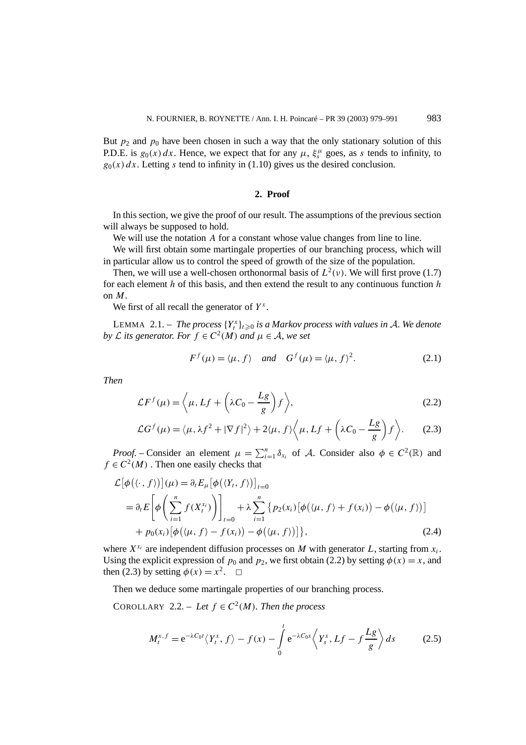But $p_2$ and $p_0$ have been chosen in such a way that the only stationary solution of this P.D.E. is $g_0(x)\,dx$. Hence, we expect that for any $\mu$, $\xi_s^\mu$ goes, as $s$ tends to infinity, to $g_0(x)\,dx$. Letting $s$ tend to infinity in (1.10) gives us the desired conclusion.

## 2. Proof

In this section, we give the proof of our result. The assumptions of the previous section will always be supposed to hold.

We will use the notation $A$ for a constant whose value changes from line to line.

We will first obtain some martingale properties of our branching process, which will in particular allow us to control the speed of growth of the size of the population.

Then, we will use a well-chosen orthonormal basis of $L^2(\nu)$. We will first prove (1.7) for each element $h$ of this basis, and then extend the result to any continuous function $h$ on $M$.

We first of all recall the generator of $Y^x$.

LEMMA 2.1. – *The process $\{Y_t^x\}_{t\geqslant 0}$ is a Markov process with values in $\mathcal{A}$. We denote by $\mathcal{L}$ its generator. For $f \in C^2(M)$ and $\mu \in \mathcal{A}$, we set*

$$F^f(\mu) = \langle \mu, f\rangle \quad \textit{and} \quad G^f(\mu) = \langle \mu, f\rangle^2. \tag{2.1}$$

*Then*

$$\mathcal{L}F^f(\mu) = \left\langle \mu, Lf + \left(\lambda C_0 - \frac{Lg}{g}\right) f \right\rangle, \tag{2.2}$$

$$\mathcal{L}G^f(\mu) = \langle \mu, \lambda f^2 + |\nabla f|^2\rangle + 2\langle \mu, f\rangle \left\langle \mu, Lf + \left(\lambda C_0 - \frac{Lg}{g}\right) f \right\rangle. \tag{2.3}$$

*Proof.* – Consider an element $\mu = \sum_{i=1}^n \delta_{x_i}$ of $\mathcal{A}$. Consider also $\phi \in C^2(\mathbb{R})$ and $f \in C^2(M)$ . Then one easily checks that

$$\begin{aligned}
&\mathcal{L}\bigl[\phi\bigl(\langle \cdot, f\rangle\bigr)\bigr](\mu) = \partial_t E_\mu\bigl[\phi\bigl(\langle Y_t, f\rangle\bigr)\bigr]_{t=0} \\
&\quad = \partial_t E\left[\phi\left(\sum_{i=1}^n f(X_t^{x_i})\right)\right]_{t=0} + \lambda \sum_{i=1}^n \bigl\{ p_2(x_i)\bigl[\phi\bigl(\langle \mu, f\rangle + f(x_i)\bigr) - \phi\bigl(\langle \mu, f\rangle\bigr)\bigr] \\
&\qquad + p_0(x_i)\bigl[\phi\bigl(\langle \mu, f\rangle - f(x_i)\bigr) - \phi\bigl(\langle \mu, f\rangle\bigr)\bigr]\bigr\},
\end{aligned} \tag{2.4}$$

where $X^{x_i}$ are independent diffusion processes on $M$ with generator $L$, starting from $x_i$. Using the explicit expression of $p_0$ and $p_2$, we first obtain (2.2) by setting $\phi(x) = x$, and then (2.3) by setting $\phi(x) = x^2$. $\square$

Then we deduce some martingale properties of our branching process.

COROLLARY 2.2. – *Let $f \in C^2(M)$. Then the process*

$$M_t^{x,f} = e^{-\lambda C_0 t}\langle Y_t^x, f\rangle - f(x) - \int_0^t e^{-\lambda C_0 s} \left\langle Y_s^x, Lf - f\frac{Lg}{g}\right\rangle ds \tag{2.5}$$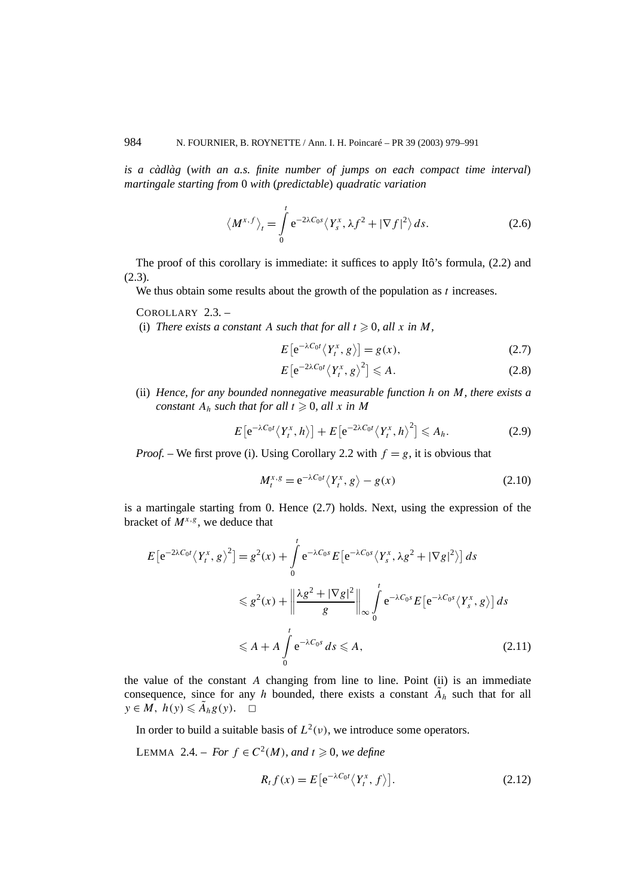*is a càdlàg (with an a.s. finite number of jumps on each compact time interval) martingale starting from* 0 *with (predictable) quadratic variation*

$$\langle M^{x,f}\rangle_t = \int_0^t e^{-2\lambda C_0 s}\langle Y_s^x, \lambda f^2 + |\nabla f|^2\rangle\, ds. \tag{2.6}$$

The proof of this corollary is immediate: it suffices to apply Itô's formula, (2.2) and (2.3).

We thus obtain some results about the growth of the population as $t$ increases.

COROLLARY 2.3. –

(i) *There exists a constant $A$ such that for all $t \geqslant 0$, all $x$ in $M$,*

$$E\left[e^{-\lambda C_0 t}\langle Y_t^x, g\rangle\right] = g(x), \tag{2.7}$$

$$E\left[e^{-2\lambda C_0 t}\langle Y_t^x, g\rangle^2\right] \leqslant A. \tag{2.8}$$

(ii) *Hence, for any bounded nonnegative measurable function $h$ on $M$, there exists a constant $A_h$ such that for all $t \geqslant 0$, all $x$ in $M$*

$$E\left[e^{-\lambda C_0 t}\langle Y_t^x, h\rangle\right] + E\left[e^{-2\lambda C_0 t}\langle Y_t^x, h\rangle^2\right] \leqslant A_h. \tag{2.9}$$

*Proof.* – We first prove (i). Using Corollary 2.2 with $f = g$, it is obvious that

$$M_t^{x,g} = e^{-\lambda C_0 t}\langle Y_t^x, g\rangle - g(x) \tag{2.10}$$

is a martingale starting from 0. Hence (2.7) holds. Next, using the expression of the bracket of $M^{x,g}$, we deduce that

$$\begin{aligned}
E\left[e^{-2\lambda C_0 t}\langle Y_t^x, g\rangle^2\right] &= g^2(x) + \int_0^t e^{-\lambda C_0 s} E\left[e^{-\lambda C_0 s}\langle Y_s^x, \lambda g^2 + |\nabla g|^2\rangle\right] ds \\
&\leqslant g^2(x) + \left\| \frac{\lambda g^2 + |\nabla g|^2}{g} \right\|_\infty \int_0^t e^{-\lambda C_0 s} E\left[e^{-\lambda C_0 s}\langle Y_s^x, g\rangle\right] ds \\
&\leqslant A + A\int_0^t e^{-\lambda C_0 s}\, ds \leqslant A,
\end{aligned} \tag{2.11}$$

the value of the constant $A$ changing from line to line. Point (ii) is an immediate consequence, since for any $h$ bounded, there exists a constant $\tilde{A}_h$ such that for all $y \in M$, $h(y) \leqslant \tilde{A}_h g(y)$. □

In order to build a suitable basis of $L^2(\nu)$, we introduce some operators.

LEMMA 2.4. – *For $f \in C^2(M)$, and $t \geqslant 0$, we define*

$$R_t f(x) = E\left[e^{-\lambda C_0 t}\langle Y_t^x, f\rangle\right]. \tag{2.12}$$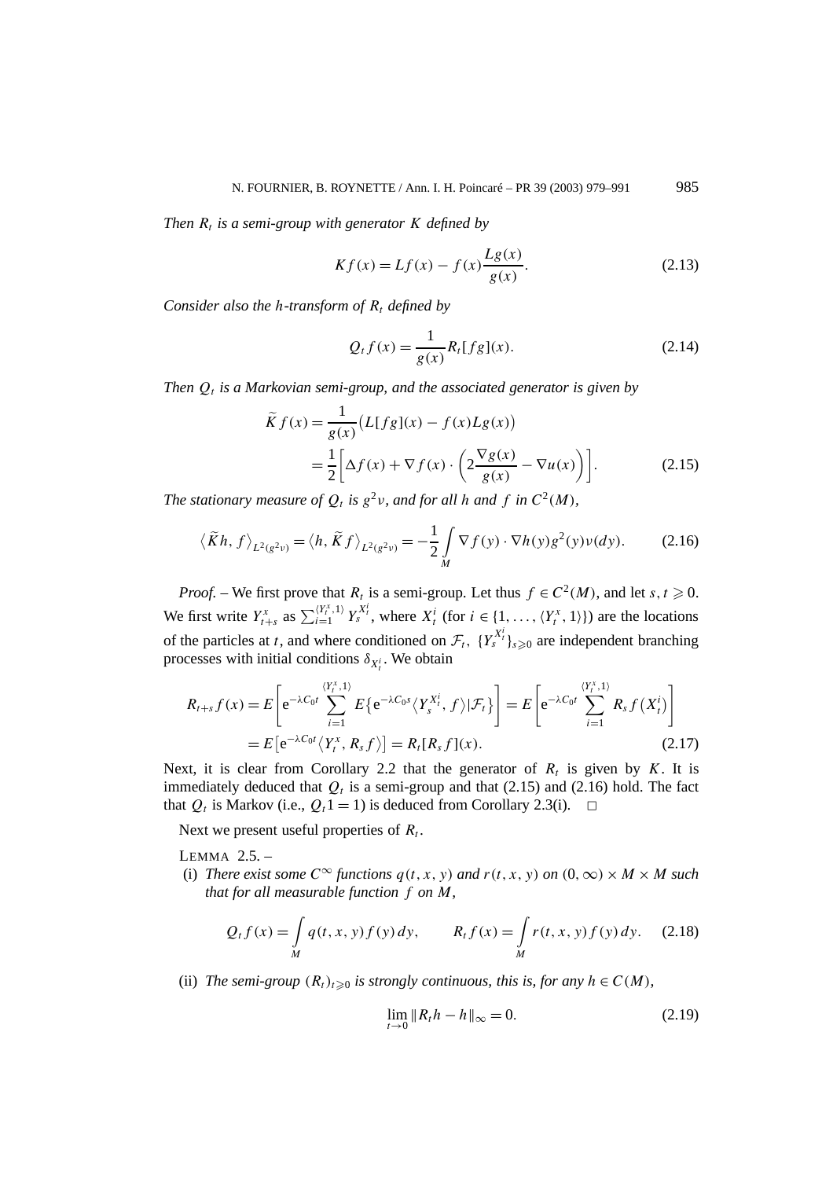*Then $R_t$ is a semi-group with generator $K$ defined by*

$$Kf(x) = Lf(x) - f(x)\frac{Lg(x)}{g(x)}. \tag{2.13}$$

*Consider also the $h$-transform of $R_t$ defined by*

$$Q_t f(x) = \frac{1}{g(x)} R_t[fg](x). \tag{2.14}$$

*Then $Q_t$ is a Markovian semi-group, and the associated generator is given by*

$$\begin{aligned}\widetilde{K} f(x) &= \frac{1}{g(x)}\big(L[fg](x) - f(x)Lg(x)\big)\\ &= \frac{1}{2}\left[\Delta f(x) + \nabla f(x)\cdot\left(2\frac{\nabla g(x)}{g(x)} - \nabla u(x)\right)\right].\end{aligned} \tag{2.15}$$

*The stationary measure of $Q_t$ is $g^2\nu$, and for all $h$ and $f$ in $C^2(M)$,*

$$\big\langle \widetilde{K}h, f\big\rangle_{L^2(g^2\nu)} = \big\langle h, \widetilde{K} f\big\rangle_{L^2(g^2\nu)} = -\frac{1}{2}\int_M \nabla f(y)\cdot\nabla h(y) g^2(y)\nu(dy). \tag{2.16}$$

*Proof.* – We first prove that $R_t$ is a semi-group. Let thus $f \in C^2(M)$, and let $s,t \geqslant 0$. We first write $Y^x_{t+s}$ as $\sum_{i=1}^{\langle Y_t^x,1\rangle} Y_s^{X_t^i}$, where $X_t^i$ (for $i\in\{1,\dots,\langle Y_t^x,1\rangle\}$) are the locations of the particles at $t$, and where conditioned on $\mathcal{F}_t$, $\{Y_s^{X_t^i}\}_{s\geqslant 0}$ are independent branching processes with initial conditions $\delta_{X_t^i}$. We obtain

$$\begin{aligned}R_{t+s}f(x) &= E\left[\mathrm{e}^{-\lambda C_0 t}\sum_{i=1}^{\langle Y_t^x,1\rangle} E\big\{\mathrm{e}^{-\lambda C_0 s}\big\langle Y_s^{X_t^i}, f\big\rangle|\mathcal{F}_t\big\}\right] = E\left[\mathrm{e}^{-\lambda C_0 t}\sum_{i=1}^{\langle Y_t^x,1\rangle} R_s f\big(X_t^i\big)\right]\\ &= E\big[\mathrm{e}^{-\lambda C_0 t}\big\langle Y_t^x, R_s f\big\rangle\big] = R_t[R_s f](x).\end{aligned} \tag{2.17}$$

Next, it is clear from Corollary 2.2 that the generator of $R_t$ is given by $K$. It is immediately deduced that $Q_t$ is a semi-group and that (2.15) and (2.16) hold. The fact that $Q_t$ is Markov (i.e., $Q_t 1 = 1$) is deduced from Corollary 2.3(i). $\square$

Next we present useful properties of $R_t$.

LEMMA 2.5. –

(i) *There exist some $C^\infty$ functions $q(t,x,y)$ and $r(t,x,y)$ on $(0,\infty)\times M\times M$ such that for all measurable function $f$ on $M$,*

$$Q_t f(x) = \int_M q(t,x,y)f(y)\,dy, \qquad R_t f(x) = \int_M r(t,x,y) f(y)\,dy. \tag{2.18}$$

(ii) *The semi-group $(R_t)_{t\geqslant 0}$ is strongly continuous, this is, for any $h\in C(M)$,*

$$\lim_{t\to 0}\|R_t h - h\|_\infty = 0. \tag{2.19}$$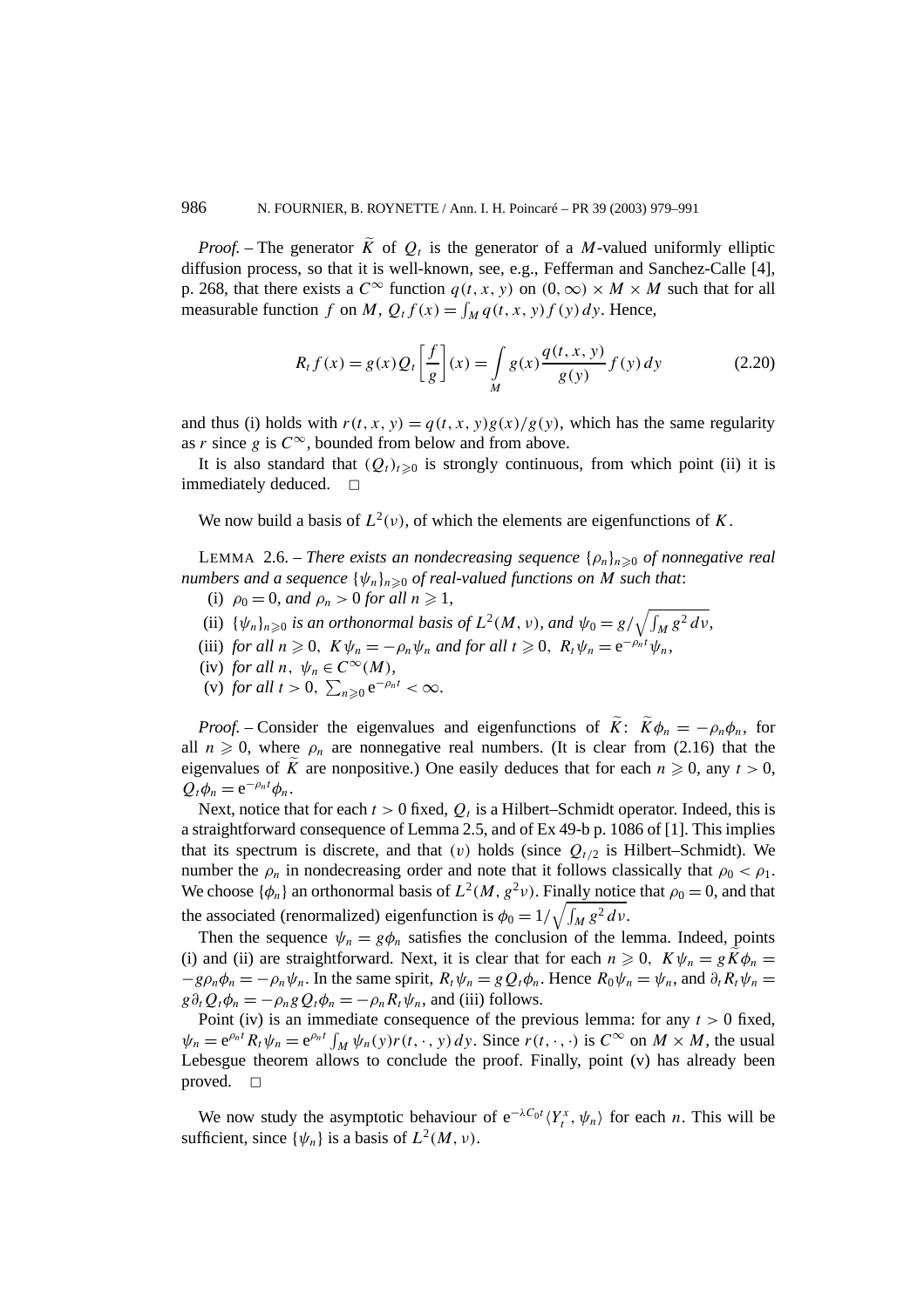*Proof.* – The generator $\widetilde{K}$ of $Q_t$ is the generator of a $M$-valued uniformly elliptic diffusion process, so that it is well-known, see, e.g., Fefferman and Sanchez-Calle [4], p. 268, that there exists a $C^\infty$ function $q(t,x,y)$ on $(0,\infty) \times M \times M$ such that for all measurable function $f$ on $M$, $Q_t f(x) = \int_M q(t,x,y) f(y)\,dy$. Hence,

$$R_t f(x) = g(x) Q_t \left[\frac{f}{g}\right](x) = \int_M g(x) \frac{q(t,x,y)}{g(y)} f(y)\,dy \tag{2.20}$$

and thus (i) holds with $r(t,x,y) = q(t,x,y) g(x)/g(y)$, which has the same regularity as $r$ since $g$ is $C^\infty$, bounded from below and from above.

It is also standard that $(Q_t)_{t \geqslant 0}$ is strongly continuous, from which point (ii) it is immediately deduced. □

We now build a basis of $L^2(\nu)$, of which the elements are eigenfunctions of $K$.

LEMMA 2.6. – *There exists an nondecreasing sequence $\{\rho_n\}_{n \geqslant 0}$ of nonnegative real numbers and a sequence $\{\psi_n\}_{n \geqslant 0}$ of real-valued functions on $M$ such that*:

(i) $\rho_0 = 0$, *and* $\rho_n > 0$ *for all* $n \geqslant 1$,

(ii) $\{\psi_n\}_{n \geqslant 0}$ *is an orthonormal basis of* $L^2(M,\nu)$, *and* $\psi_0 = g/\sqrt{\int_M g^2\,d\nu}$,

(iii) *for all* $n \geqslant 0$, $K\psi_n = -\rho_n \psi_n$ *and for all* $t \geqslant 0$, $R_t \psi_n = e^{-\rho_n t}\psi_n$,

(iv) *for all* $n$, $\psi_n \in C^\infty(M)$,

(v) *for all* $t > 0$, $\sum_{n \geqslant 0} e^{-\rho_n t} < \infty$.

*Proof.* – Consider the eigenvalues and eigenfunctions of $\widetilde{K}$: $\widetilde{K}\phi_n = -\rho_n \phi_n$, for all $n \geqslant 0$, where $\rho_n$ are nonnegative real numbers. (It is clear from (2.16) that the eigenvalues of $\widetilde{K}$ are nonpositive.) One easily deduces that for each $n \geqslant 0$, any $t > 0$, $Q_t \phi_n = e^{-\rho_n t}\phi_n$.

Next, notice that for each $t > 0$ fixed, $Q_t$ is a Hilbert–Schmidt operator. Indeed, this is a straightforward consequence of Lemma 2.5, and of Ex 49-b p. 1086 of [1]. This implies that its spectrum is discrete, and that $(v)$ holds (since $Q_{t/2}$ is Hilbert–Schmidt). We number the $\rho_n$ in nondecreasing order and note that it follows classically that $\rho_0 < \rho_1$. We choose $\{\phi_n\}$ an orthonormal basis of $L^2(M, g^2\nu)$. Finally notice that $\rho_0 = 0$, and that the associated (renormalized) eigenfunction is $\phi_0 = 1/\sqrt{\int_M g^2\,d\nu}$.

Then the sequence $\psi_n = g\phi_n$ satisfies the conclusion of the lemma. Indeed, points (i) and (ii) are straightforward. Next, it is clear that for each $n \geqslant 0$, $K\psi_n = g\widetilde{K}\phi_n = -g\rho_n\phi_n = -\rho_n\psi_n$. In the same spirit, $R_t\psi_n = gQ_t\phi_n$. Hence $R_0\psi_n = \psi_n$, and $\partial_t R_t \psi_n = g\partial_t Q_t \phi_n = -\rho_n g Q_t \phi_n = -\rho_n R_t \psi_n$, and (iii) follows.

Point (iv) is an immediate consequence of the previous lemma: for any $t > 0$ fixed, $\psi_n = e^{\rho_n t} R_t \psi_n = e^{\rho_n t}\int_M \psi_n(y) r(t,\cdot,y)\,dy$. Since $r(t,\cdot,\cdot)$ is $C^\infty$ on $M \times M$, the usual Lebesgue theorem allows to conclude the proof. Finally, point (v) has already been proved. □

We now study the asymptotic behaviour of $e^{-\lambda C_0 t}\langle Y_t^x, \psi_n\rangle$ for each $n$. This will be sufficient, since $\{\psi_n\}$ is a basis of $L^2(M,\nu)$.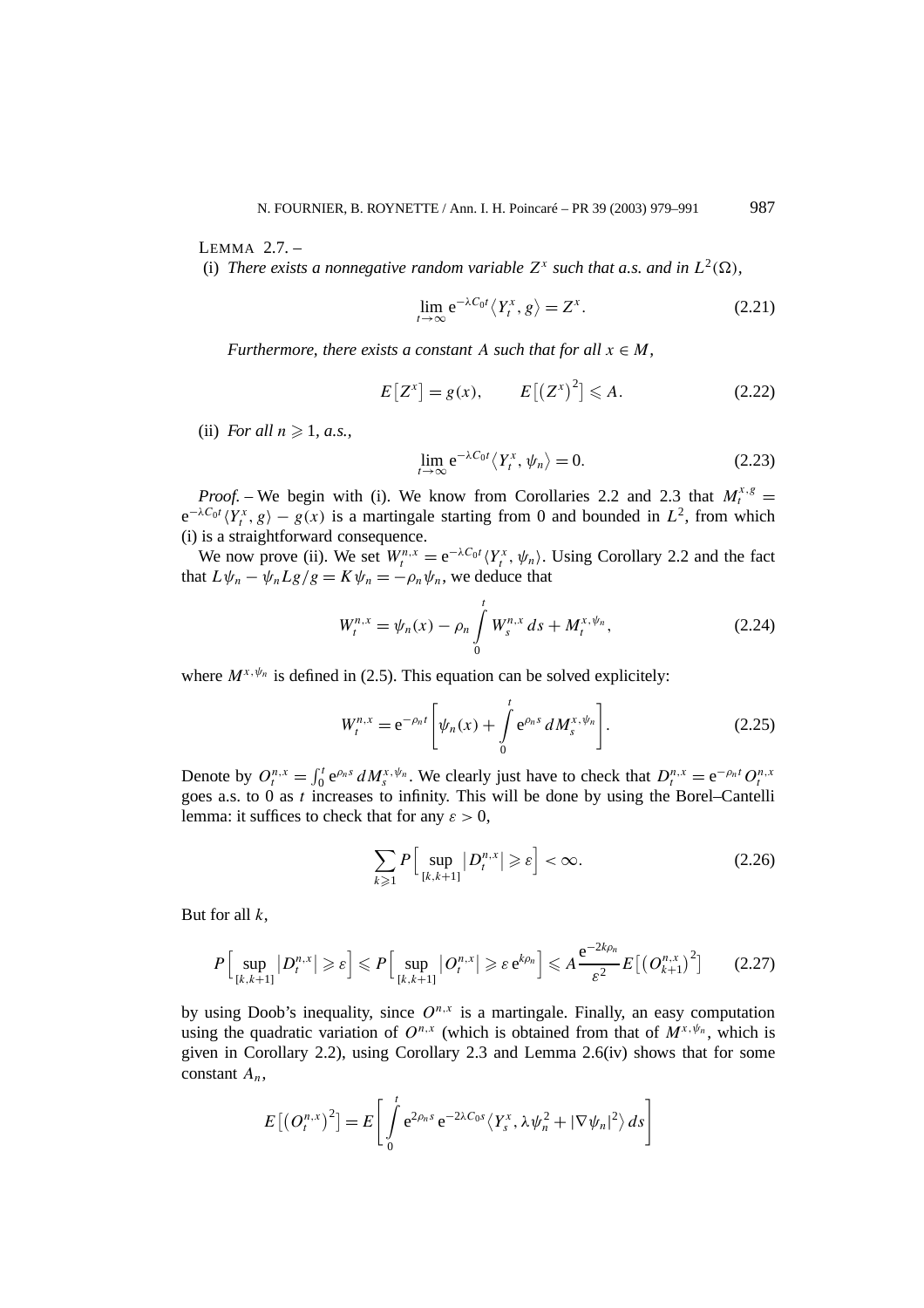LEMMA 2.7. –

(i) *There exists a nonnegative random variable $Z^x$ such that a.s. and in $L^2(\Omega)$,*

$$\lim_{t\to\infty} \mathrm{e}^{-\lambda C_0 t}\langle Y_t^x, g\rangle = Z^x. \tag{2.21}$$

*Furthermore, there exists a constant $A$ such that for all $x \in M$,*

$$E\big[Z^x\big] = g(x), \qquad E\big[\big(Z^x\big)^2\big] \leqslant A. \tag{2.22}$$

(ii) *For all $n \geqslant 1$, a.s.,*

$$\lim_{t\to\infty} \mathrm{e}^{-\lambda C_0 t}\langle Y_t^x, \psi_n\rangle = 0. \tag{2.23}$$

*Proof.* – We begin with (i). We know from Corollaries 2.2 and 2.3 that $M_t^{x,g} = \mathrm{e}^{-\lambda C_0 t}\langle Y_t^x, g\rangle - g(x)$ is a martingale starting from 0 and bounded in $L^2$, from which (i) is a straightforward consequence.

We now prove (ii). We set $W_t^{n,x} = \mathrm{e}^{-\lambda C_0 t}\langle Y_t^x, \psi_n\rangle$. Using Corollary 2.2 and the fact that $L\psi_n - \psi_n Lg/g = K\psi_n = -\rho_n\psi_n$, we deduce that

$$W_t^{n,x} = \psi_n(x) - \rho_n \int_0^t W_s^{n,x}\,ds + M_t^{x,\psi_n}, \tag{2.24}$$

where $M^{x,\psi_n}$ is defined in (2.5). This equation can be solved explicitely:

$$W_t^{n,x} = \mathrm{e}^{-\rho_n t}\left[\psi_n(x) + \int_0^t \mathrm{e}^{\rho_n s}\,dM_s^{x,\psi_n}\right]. \tag{2.25}$$

Denote by $O_t^{n,x} = \int_0^t \mathrm{e}^{\rho_n s}\,dM_s^{x,\psi_n}$. We clearly just have to check that $D_t^{n,x} = \mathrm{e}^{-\rho_n t} O_t^{n,x}$ goes a.s. to 0 as $t$ increases to infinity. This will be done by using the Borel–Cantelli lemma: it suffices to check that for any $\varepsilon > 0$,

$$\sum_{k\geqslant 1} P\Big[\sup_{[k,k+1]} \big|D_t^{n,x}\big| \geqslant \varepsilon\Big] < \infty. \tag{2.26}$$

But for all $k$,

$$P\Big[\sup_{[k,k+1]} \big|D_t^{n,x}\big| \geqslant \varepsilon\Big] \leqslant P\Big[\sup_{[k,k+1]} \big|O_t^{n,x}\big| \geqslant \varepsilon\, \mathrm{e}^{k\rho_n}\Big] \leqslant A\frac{\mathrm{e}^{-2k\rho_n}}{\varepsilon^2} E\big[\big(O_{k+1}^{n,x}\big)^2\big] \tag{2.27}$$

by using Doob's inequality, since $O^{n,x}$ is a martingale. Finally, an easy computation using the quadratic variation of $O^{n,x}$ (which is obtained from that of $M^{x,\psi_n}$, which is given in Corollary 2.2), using Corollary 2.3 and Lemma 2.6(iv) shows that for some constant $A_n$,

$$E\big[\big(O_t^{n,x}\big)^2\big] = E\left[\int_0^t \mathrm{e}^{2\rho_n s}\,\mathrm{e}^{-2\lambda C_0 s}\big\langle Y_s^x, \lambda\psi_n^2 + |\nabla\psi_n|^2\big\rangle\,ds\right]$$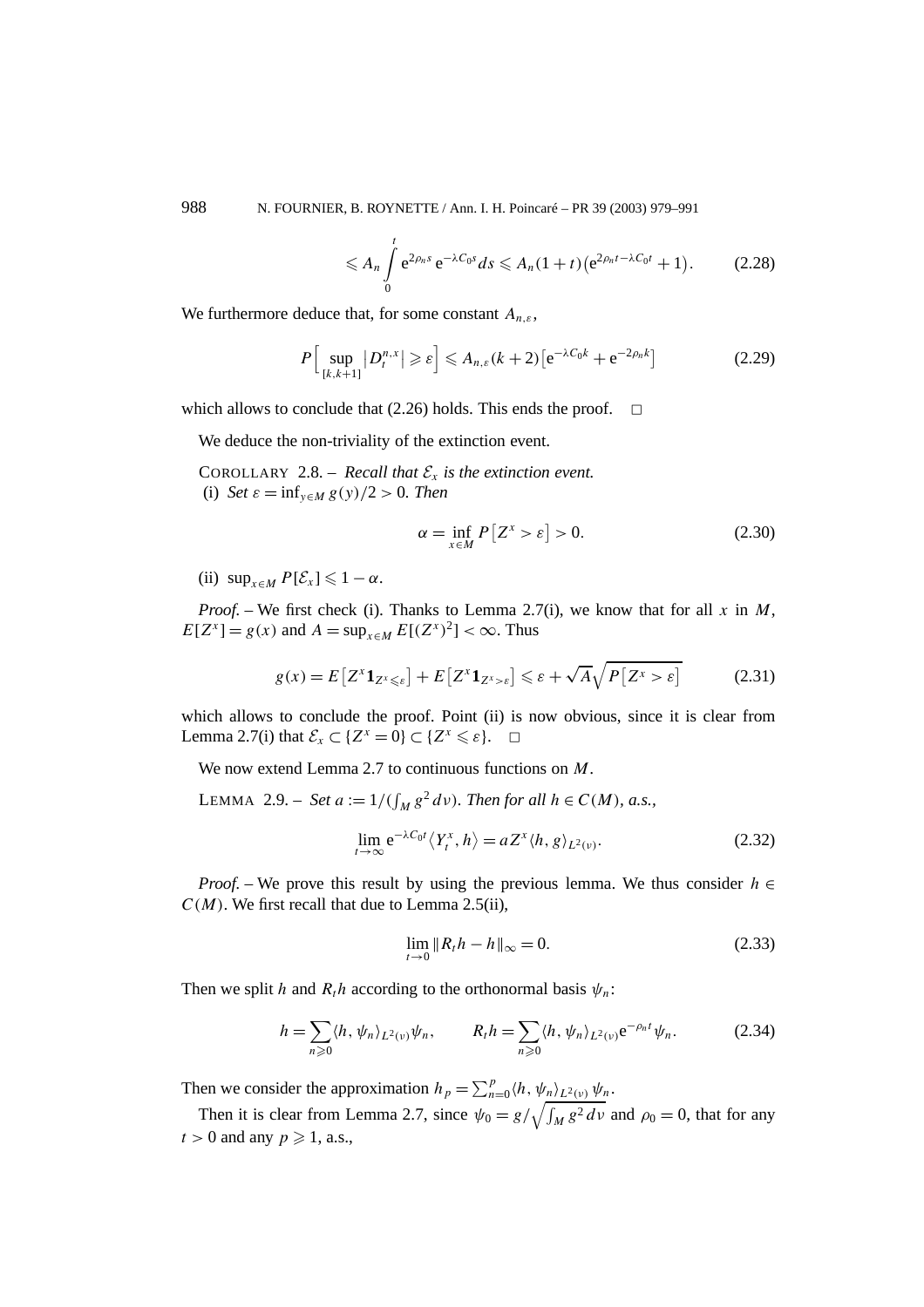$$\leqslant A_n \int_0^t e^{2\rho_n s} e^{-\lambda C_0 s} ds \leqslant A_n(1+t)\left(e^{2\rho_n t-\lambda C_0 t}+1\right). \tag{2.28}$$

We furthermore deduce that, for some constant $A_{n,\varepsilon}$,

$$P\Big[\sup_{[k,k+1]}\big|D_t^{n,x}\big| \geqslant \varepsilon\Big] \leqslant A_{n,\varepsilon}(k+2)\left[e^{-\lambda C_0 k}+e^{-2\rho_n k}\right] \tag{2.29}$$

which allows to conclude that (2.26) holds. This ends the proof. $\square$

We deduce the non-triviality of the extinction event.

COROLLARY 2.8. – *Recall that $\mathcal{E}_x$ is the extinction event.*
(i) *Set $\varepsilon = \inf_{y\in M} g(y)/2 > 0$. Then*

$$\alpha = \inf_{x\in M} P\left[Z^x > \varepsilon\right] > 0. \tag{2.30}$$

(ii) $\sup_{x\in M} P[\mathcal{E}_x] \leqslant 1-\alpha$.

*Proof.* – We first check (i). Thanks to Lemma 2.7(i), we know that for all $x$ in $M$, $E[Z^x] = g(x)$ and $A = \sup_{x\in M} E[(Z^x)^2] < \infty$. Thus

$$g(x) = E\left[Z^x \mathbf{1}_{Z^x\leqslant\varepsilon}\right] + E\left[Z^x \mathbf{1}_{Z^x>\varepsilon}\right] \leqslant \varepsilon + \sqrt{A}\sqrt{P\left[Z^x>\varepsilon\right]} \tag{2.31}$$

which allows to conclude the proof. Point (ii) is now obvious, since it is clear from Lemma 2.7(i) that $\mathcal{E}_x \subset \{Z^x = 0\} \subset \{Z^x \leqslant \varepsilon\}$. $\square$

We now extend Lemma 2.7 to continuous functions on $M$.

LEMMA 2.9. – *Set $a := 1/(\int_M g^2\,d\nu)$. Then for all $h \in C(M)$, a.s.,*

$$\lim_{t\to\infty} e^{-\lambda C_0 t}\left\langle Y_t^x, h\right\rangle = aZ^x \langle h, g\rangle_{L^2(\nu)}. \tag{2.32}$$

*Proof.* – We prove this result by using the previous lemma. We thus consider $h \in C(M)$. We first recall that due to Lemma 2.5(ii),

$$\lim_{t\to 0}\|R_t h - h\|_\infty = 0. \tag{2.33}$$

Then we split $h$ and $R_t h$ according to the orthonormal basis $\psi_n$:

$$h = \sum_{n\geqslant 0}\langle h, \psi_n\rangle_{L^2(\nu)}\psi_n, \qquad R_t h = \sum_{n\geqslant 0}\langle h, \psi_n\rangle_{L^2(\nu)} e^{-\rho_n t}\psi_n. \tag{2.34}$$

Then we consider the approximation $h_p = \sum_{n=0}^p \langle h, \psi_n\rangle_{L^2(\nu)}\,\psi_n$.

Then it is clear from Lemma 2.7, since $\psi_0 = g/\sqrt{\int_M g^2\,d\nu}$ and $\rho_0 = 0$, that for any $t > 0$ and any $p \geqslant 1$, a.s.,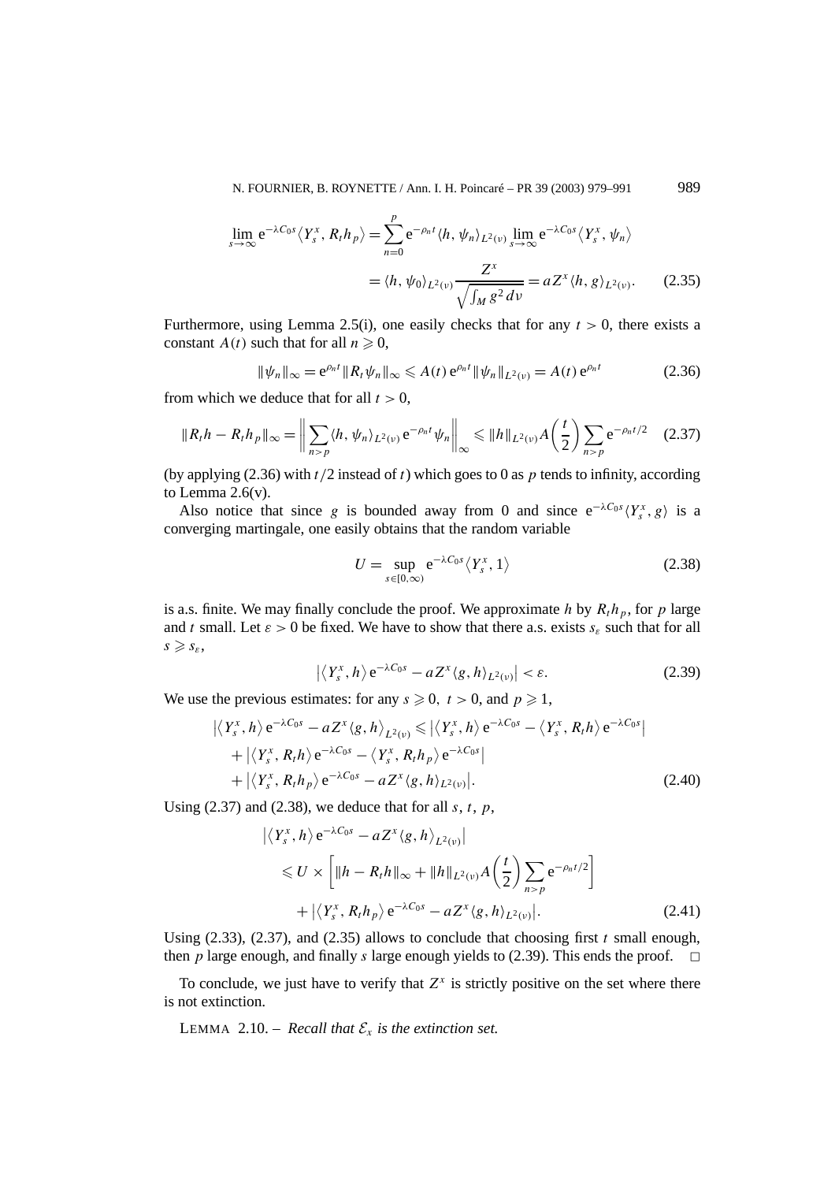$$\lim_{s\to\infty} \mathrm{e}^{-\lambda C_0 s}\langle Y_s^x, R_t h_p\rangle = \sum_{n=0}^{p} \mathrm{e}^{-\rho_n t}\langle h, \psi_n\rangle_{L^2(\nu)} \lim_{s\to\infty} \mathrm{e}^{-\lambda C_0 s}\langle Y_s^x, \psi_n\rangle$$
$$= \langle h, \psi_0\rangle_{L^2(\nu)} \frac{Z^x}{\sqrt{\int_M g^2\, d\nu}} = aZ^x \langle h, g\rangle_{L^2(\nu)}. \tag{2.35}$$

Furthermore, using Lemma 2.5(i), one easily checks that for any $t > 0$, there exists a constant $A(t)$ such that for all $n \geqslant 0$,

$$\|\psi_n\|_\infty = \mathrm{e}^{\rho_n t}\|R_t \psi_n\|_\infty \leqslant A(t)\,\mathrm{e}^{\rho_n t}\|\psi_n\|_{L^2(\nu)} = A(t)\,\mathrm{e}^{\rho_n t} \tag{2.36}$$

from which we deduce that for all $t > 0$,

$$\|R_t h - R_t h_p\|_\infty = \left\| \sum_{n>p} \langle h, \psi_n\rangle_{L^2(\nu)} \mathrm{e}^{-\rho_n t}\psi_n \right\|_\infty \leqslant \|h\|_{L^2(\nu)} A\left(\frac{t}{2}\right) \sum_{n>p} \mathrm{e}^{-\rho_n t/2} \tag{2.37}$$

(by applying (2.36) with $t/2$ instead of $t$) which goes to 0 as $p$ tends to infinity, according to Lemma 2.6(v).

Also notice that since $g$ is bounded away from 0 and since $\mathrm{e}^{-\lambda C_0 s}\langle Y_s^x, g\rangle$ is a converging martingale, one easily obtains that the random variable

$$U = \sup_{s\in[0,\infty)} \mathrm{e}^{-\lambda C_0 s}\langle Y_s^x, 1\rangle \tag{2.38}$$

is a.s. finite. We may finally conclude the proof. We approximate $h$ by $R_t h_p$, for $p$ large and $t$ small. Let $\varepsilon > 0$ be fixed. We have to show that there a.s. exists $s_\varepsilon$ such that for all $s \geqslant s_\varepsilon$,

$$\left|\langle Y_s^x, h\rangle \mathrm{e}^{-\lambda C_0 s} - aZ^x\langle g, h\rangle_{L^2(\nu)}\right| < \varepsilon. \tag{2.39}$$

We use the previous estimates: for any $s \geqslant 0$, $t > 0$, and $p \geqslant 1$,

$$\begin{aligned}
\left|\langle Y_s^x, h\rangle \mathrm{e}^{-\lambda C_0 s} - aZ^x\langle g, h\rangle_{L^2(\nu)}\right| &\leqslant \left|\langle Y_s^x, h\rangle \mathrm{e}^{-\lambda C_0 s} - \langle Y_s^x, R_t h\rangle \mathrm{e}^{-\lambda C_0 s}\right| \\
&+ \left|\langle Y_s^x, R_t h\rangle \mathrm{e}^{-\lambda C_0 s} - \langle Y_s^x, R_t h_p\rangle \mathrm{e}^{-\lambda C_0 s}\right| \\
&+ \left|\langle Y_s^x, R_t h_p\rangle \mathrm{e}^{-\lambda C_0 s} - aZ^x\langle g, h\rangle_{L^2(\nu)}\right|.
\end{aligned} \tag{2.40}$$

Using (2.37) and (2.38), we deduce that for all $s$, $t$, $p$,

$$\begin{aligned}
&\left|\langle Y_s^x, h\rangle \mathrm{e}^{-\lambda C_0 s} - aZ^x\langle g, h\rangle_{L^2(\nu)}\right| \\
&\quad\leqslant U \times \left[\|h - R_t h\|_\infty + \|h\|_{L^2(\nu)} A\left(\frac{t}{2}\right)\sum_{n>p} \mathrm{e}^{-\rho_n t/2}\right] \\
&\quad\quad + \left|\langle Y_s^x, R_t h_p\rangle \mathrm{e}^{-\lambda C_0 s} - aZ^x\langle g, h\rangle_{L^2(\nu)}\right|.
\end{aligned} \tag{2.41}$$

Using (2.33), (2.37), and (2.35) allows to conclude that choosing first $t$ small enough, then $p$ large enough, and finally $s$ large enough yields to (2.39). This ends the proof. $\square$

To conclude, we just have to verify that $Z^x$ is strictly positive on the set where there is not extinction.

LEMMA 2.10. – *Recall that $\mathcal{E}_x$ is the extinction set.*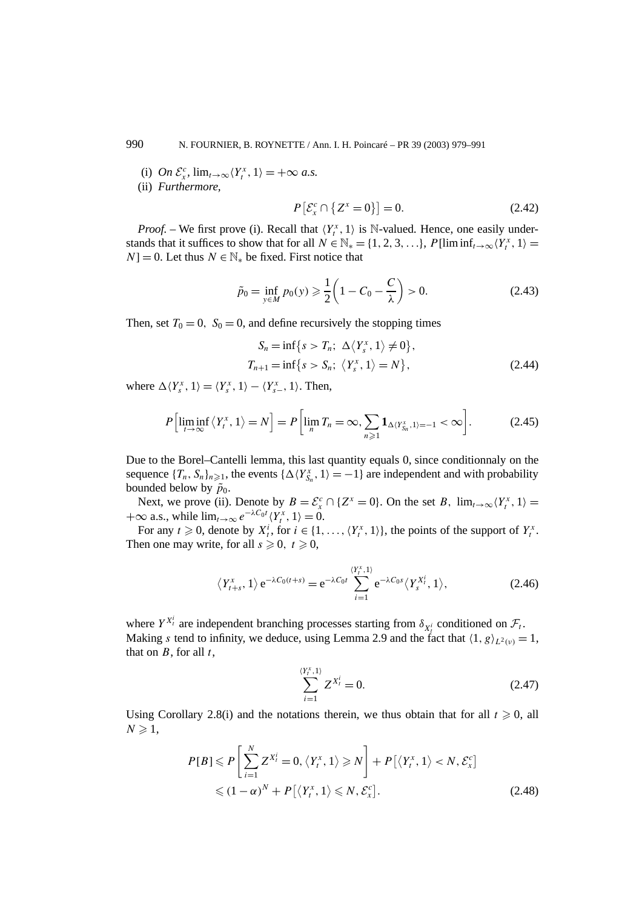(i) *On* $\mathcal{E}_x^c$, $\lim_{t\to\infty}\langle Y_t^x, 1\rangle = +\infty$ *a.s.*

(ii) *Furthermore,*

$$P\left[\mathcal{E}_x^c \cap \{Z^x = 0\}\right] = 0. \tag{2.42}$$

*Proof.* – We first prove (i). Recall that $\langle Y_t^x, 1\rangle$ is $\mathbb{N}$-valued. Hence, one easily understands that it suffices to show that for all $N \in \mathbb{N}_* = \{1, 2, 3, \ldots\}$, $P[\liminf_{t\to\infty}\langle Y_t^x, 1\rangle = N] = 0$. Let thus $N \in \mathbb{N}_*$ be fixed. First notice that

$$\tilde{p}_0 = \inf_{y\in M} p_0(y) \geqslant \frac{1}{2}\left(1 - C_0 - \frac{C}{\lambda}\right) > 0. \tag{2.43}$$

Then, set $T_0 = 0$, $S_0 = 0$, and define recursively the stopping times

$$\begin{aligned} S_n &= \inf\{s > T_n;\ \Delta\langle Y_s^x, 1\rangle \neq 0\}, \\ T_{n+1} &= \inf\{s > S_n;\ \langle Y_s^x, 1\rangle = N\}, \end{aligned} \tag{2.44}$$

where $\Delta\langle Y_s^x, 1\rangle = \langle Y_s^x, 1\rangle - \langle Y_{s-}^x, 1\rangle$. Then,

$$P\left[\liminf_{t\to\infty}\langle Y_t^x, 1\rangle = N\right] = P\left[\lim_n T_n = \infty, \sum_{n\geqslant 1}\mathbf{1}_{\Delta\langle Y_{S_n}^x, 1\rangle = -1} < \infty\right]. \tag{2.45}$$

Due to the Borel–Cantelli lemma, this last quantity equals 0, since conditionnaly on the sequence $\{T_n, S_n\}_{n\geqslant 1}$, the events $\{\Delta\langle Y_{S_n}^x, 1\rangle = -1\}$ are independent and with probability bounded below by $\tilde{p}_0$.

Next, we prove (ii). Denote by $B = \mathcal{E}_x^c \cap \{Z^x = 0\}$. On the set $B$, $\lim_{t\to\infty}\langle Y_t^x, 1\rangle = +\infty$ a.s., while $\lim_{t\to\infty} e^{-\lambda C_0 t}\langle Y_t^x, 1\rangle = 0$.

For any $t \geqslant 0$, denote by $X_t^i$, for $i \in \{1, \ldots, \langle Y_t^x, 1\rangle\}$, the points of the support of $Y_t^x$. Then one may write, for all $s \geqslant 0$, $t \geqslant 0$,

$$\langle Y_{t+s}^x, 1\rangle\, \mathrm{e}^{-\lambda C_0(t+s)} = \mathrm{e}^{-\lambda C_0 t}\sum_{i=1}^{\langle Y_t^x, 1\rangle} \mathrm{e}^{-\lambda C_0 s}\langle Y_s^{X_t^i}, 1\rangle, \tag{2.46}$$

where $Y^{X_t^i}$ are independent branching processes starting from $\delta_{X_t^i}$ conditioned on $\mathcal{F}_t$. Making $s$ tend to infinity, we deduce, using Lemma 2.9 and the fact that $\langle 1, g\rangle_{L^2(\nu)} = 1$, that on $B$, for all $t$,

$$\sum_{i=1}^{\langle Y_t^x, 1\rangle} Z^{X_t^i} = 0. \tag{2.47}$$

Using Corollary 2.8(i) and the notations therein, we thus obtain that for all $t \geqslant 0$, all $N \geqslant 1$,

$$\begin{aligned} P[B] &\leqslant P\left[\sum_{i=1}^{N} Z^{X_t^i} = 0, \langle Y_t^x, 1\rangle \geqslant N\right] + P\left[\langle Y_t^x, 1\rangle < N, \mathcal{E}_x^c\right] \\ &\leqslant (1-\alpha)^N + P\left[\langle Y_t^x, 1\rangle \leqslant N, \mathcal{E}_x^c\right]. \end{aligned} \tag{2.48}$$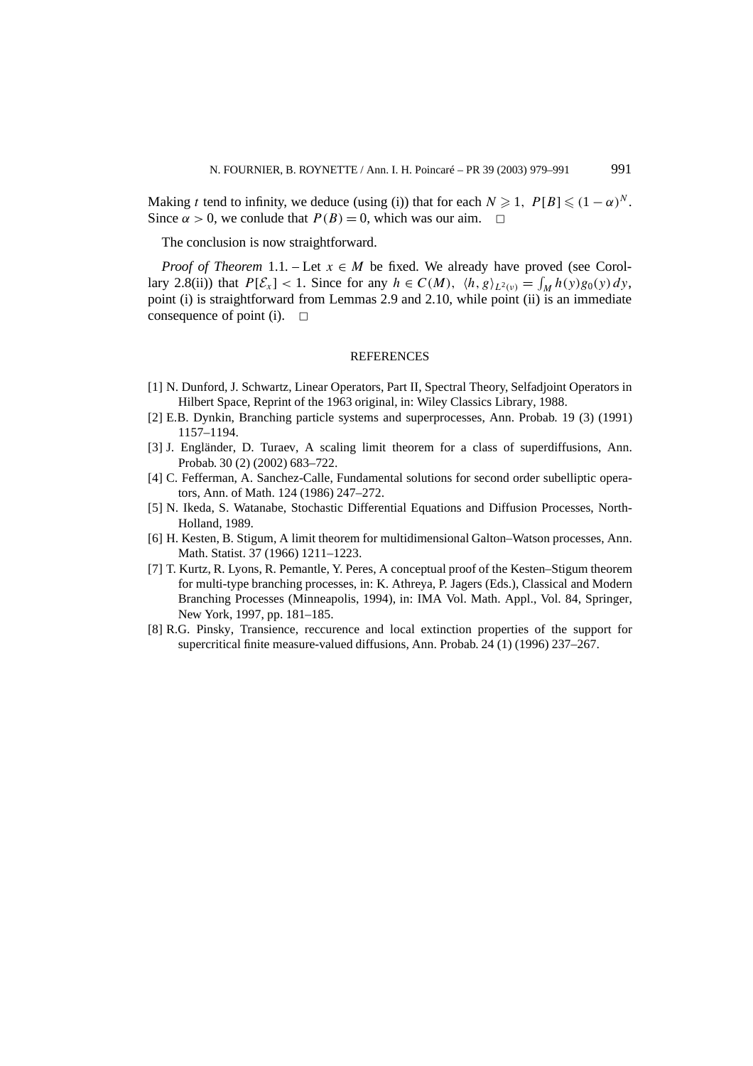Making $t$ tend to infinity, we deduce (using (i)) that for each $N \geqslant 1$, $P[B] \leqslant (1-\alpha)^N$. Since $\alpha > 0$, we conlude that $P(B) = 0$, which was our aim. $\square$

The conclusion is now straightforward.

*Proof of Theorem* 1.1. – Let $x \in M$ be fixed. We already have proved (see Corollary 2.8(ii)) that $P[\mathcal{E}_x] < 1$. Since for any $h \in C(M)$, $\langle h, g\rangle_{L^2(\nu)} = \int_M h(y) g_0(y)\,dy$, point (i) is straightforward from Lemmas 2.9 and 2.10, while point (ii) is an immediate consequence of point (i). $\square$

## REFERENCES

[1] N. Dunford, J. Schwartz, Linear Operators, Part II, Spectral Theory, Selfadjoint Operators in Hilbert Space, Reprint of the 1963 original, in: Wiley Classics Library, 1988.

[2] E.B. Dynkin, Branching particle systems and superprocesses, Ann. Probab. 19 (3) (1991) 1157–1194.

[3] J. Engländer, D. Turaev, A scaling limit theorem for a class of superdiffusions, Ann. Probab. 30 (2) (2002) 683–722.

[4] C. Fefferman, A. Sanchez-Calle, Fundamental solutions for second order subelliptic operators, Ann. of Math. 124 (1986) 247–272.

[5] N. Ikeda, S. Watanabe, Stochastic Differential Equations and Diffusion Processes, North-Holland, 1989.

[6] H. Kesten, B. Stigum, A limit theorem for multidimensional Galton–Watson processes, Ann. Math. Statist. 37 (1966) 1211–1223.

[7] T. Kurtz, R. Lyons, R. Pemantle, Y. Peres, A conceptual proof of the Kesten–Stigum theorem for multi-type branching processes, in: K. Athreya, P. Jagers (Eds.), Classical and Modern Branching Processes (Minneapolis, 1994), in: IMA Vol. Math. Appl., Vol. 84, Springer, New York, 1997, pp. 181–185.

[8] R.G. Pinsky, Transience, reccurence and local extinction properties of the support for supercritical finite measure-valued diffusions, Ann. Probab. 24 (1) (1996) 237–267.